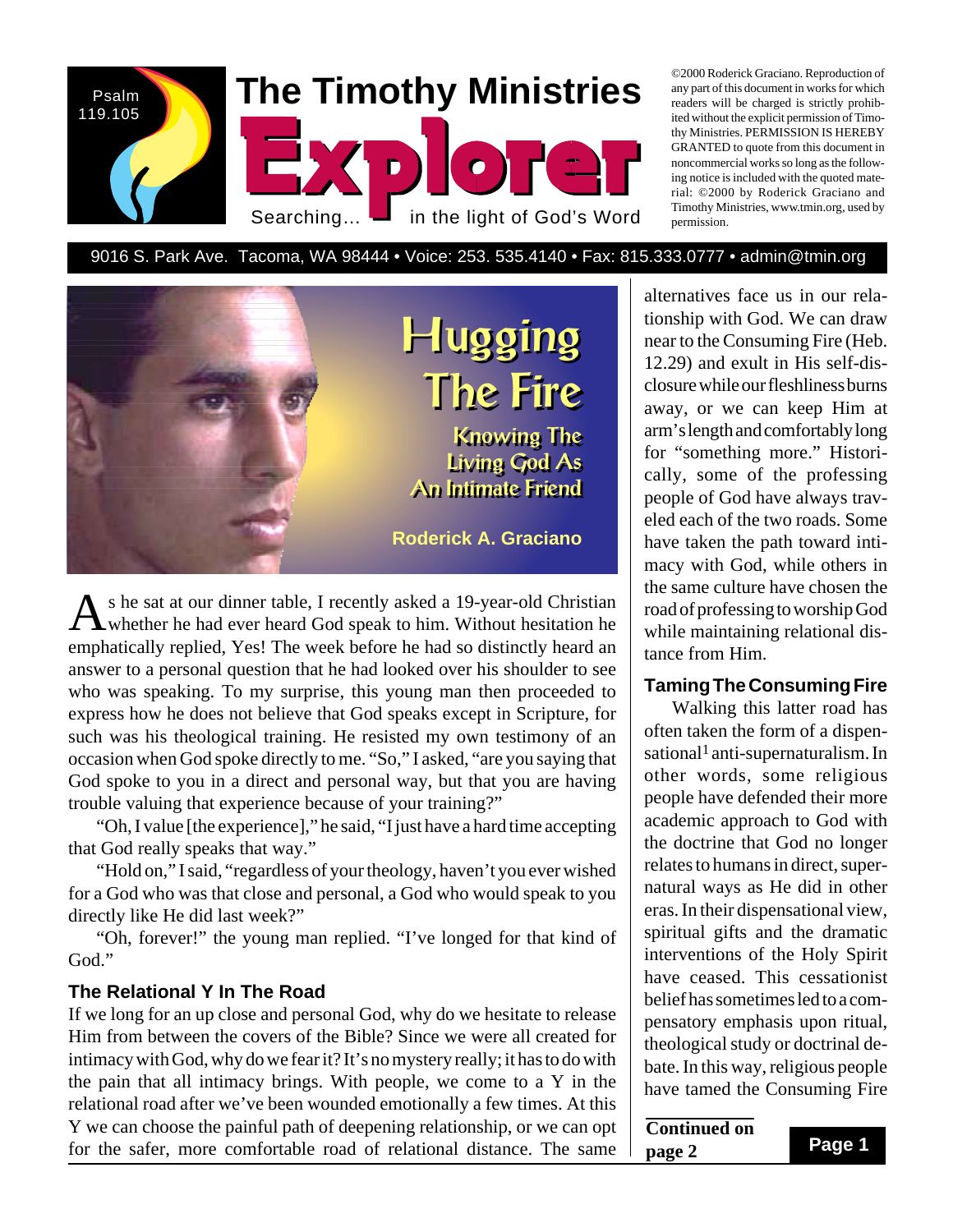Psalm 119.105

# The Timothy Ministries Explorer

Searching... in the light of God's Word

©2000 Roderick Graciano. Reproduction of any part of this document in works for which readers will be charged is strictly prohibited without the explicit permission of Timothy Ministries. PERMISSION IS HEREBY GRANTED to quote from this document in noncommercial works so long as the following notice is included with the quoted material: ©2000 by Roderick Graciano and Timothy Ministries, www.tmin.org, used by permission.

9016 S. Park Ave. Tacoma, WA 98444 • Voice: 253. 535.4140 • Fax: 815.333.0777 • admin@tmin.org

# Hugging The Fire

## Knowing The Living God As An Intimate Friend

**Roderick A. Graciano**

As he sat at our dinner table, I recently asked a 19-year-old Christian whether he had ever heard God speak to him. Without hesitation he emphatically replied, Yes! The week before he had so distinctly heard an answer to a personal question that he had looked over his shoulder to see who was speaking. To my surprise, this young man then proceeded to express how he does not believe that God speaks except in Scripture, for such was his theological training. He resisted my own testimony of an occasion when God spoke directly to me. "So," I asked, "are you saying that God spoke to you in a direct and personal way, but that you are having trouble valuing that experience because of your training?"

"Oh, I value [the experience]," he said, "I just have a hard time accepting that God really speaks that way."

"Hold on," I said, "regardless of your theology, haven't you ever wished for a God who was that close and personal, a God who would speak to you directly like He did last week?"

"Oh, forever!" the young man replied. "I've longed for that kind of God."

### The Relational Y In The Road

If we long for an up close and personal God, why do we hesitate to release Him from between the covers of the Bible? Since we were all created for intimacy with God, why do we fear it? It's no mystery really; it has to do with the pain that all intimacy brings. With people, we come to a Y in the relational road after we've been wounded emotionally a few times. At this Y we can choose the painful path of deepening relationship, or we can opt for the safer, more comfortable road of relational distance. The same alternatives face us in our relationship with God. We can draw near to the Consuming Fire (Heb. 12.29) and exult in His self-disclosure while our fleshliness burns away, or we can keep Him at arm's length and comfortably long for "something more." Historically, some of the professing people of God have always traveled each of the two roads. Some have taken the path toward intimacy with God, while others in the same culture have chosen the road of professing to worship God while maintaining relational distance from Him.

### Taming The Consuming Fire

Walking this latter road has often taken the form of a dispensational[1] anti-supernaturalism. In other words, some religious people have defended their more academic approach to God with the doctrine that God no longer relates to humans in direct, supernatural ways as He did in other eras. In their dispensational view, spiritual gifts and the dramatic interventions of the Holy Spirit have ceased. This cessationist belief has sometimes led to a compensatory emphasis upon ritual, theological study or doctrinal debate. In this way, religious people have tamed the Consuming Fire

**Continued on page 2**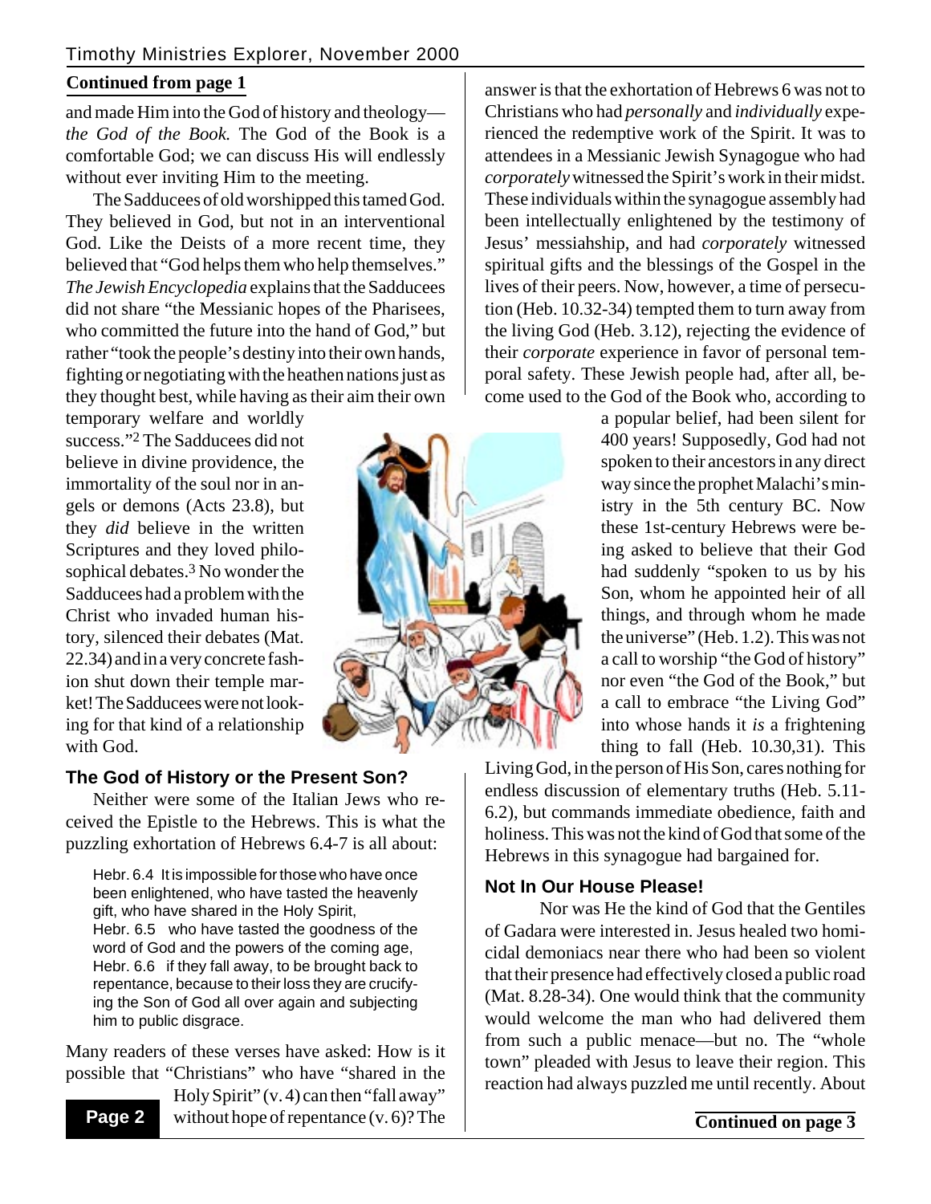**Continued from page 1**

and made Him into the God of history and theology—*the God of the Book.* The God of the Book is a comfortable God; we can discuss His will endlessly without ever inviting Him to the meeting.

The Sadducees of old worshipped this tamed God. They believed in God, but not in an interventional God. Like the Deists of a more recent time, they believed that "God helps them who help themselves." *The Jewish Encyclopedia* explains that the Sadducees did not share "the Messianic hopes of the Pharisees, who committed the future into the hand of God," but rather "took the people's destiny into their own hands, fighting or negotiating with the heathen nations just as they thought best, while having as their aim their own temporary welfare and worldly success."[2] The Sadducees did not believe in divine providence, the immortality of the soul nor in angels or demons (Acts 23.8), but they *did* believe in the written Scriptures and they loved philosophical debates.[3] No wonder the Sadducees had a problem with the Christ who invaded human history, silenced their debates (Mat. 22.34) and in a very concrete fashion shut down their temple market! The Sadducees were not looking for that kind of a relationship with God.

### The God of History or the Present Son?

Neither were some of the Italian Jews who received the Epistle to the Hebrews. This is what the puzzling exhortation of Hebrews 6.4-7 is all about:

> Hebr. 6.4 It is impossible for those who have once been enlightened, who have tasted the heavenly gift, who have shared in the Holy Spirit,
> Hebr. 6.5 who have tasted the goodness of the word of God and the powers of the coming age,
> Hebr. 6.6 if they fall away, to be brought back to repentance, because to their loss they are crucifying the Son of God all over again and subjecting him to public disgrace.

Many readers of these verses have asked: How is it possible that "Christians" who have "shared in the Holy Spirit" (v. 4) can then "fall away" without hope of repentance (v. 6)? The answer is that the exhortation of Hebrews 6 was not to Christians who had *personally* and *individually* experienced the redemptive work of the Spirit. It was to attendees in a Messianic Jewish Synagogue who had *corporately* witnessed the Spirit's work in their midst. These individuals within the synagogue assembly had been intellectually enlightened by the testimony of Jesus' messiahship, and had *corporately* witnessed spiritual gifts and the blessings of the Gospel in the lives of their peers. Now, however, a time of persecution (Heb. 10.32-34) tempted them to turn away from the living God (Heb. 3.12), rejecting the evidence of their *corporate* experience in favor of personal temporal safety. These Jewish people had, after all, become used to the God of the Book who, according to a popular belief, had been silent for 400 years! Supposedly, God had not spoken to their ancestors in any direct way since the prophet Malachi's ministry in the 5th century BC. Now these 1st-century Hebrews were being asked to believe that their God had suddenly "spoken to us by his Son, whom he appointed heir of all things, and through whom he made the universe" (Heb. 1.2). This was not a call to worship "the God of history" nor even "the God of the Book," but a call to embrace "the Living God" into whose hands it *is* a frightening thing to fall (Heb. 10.30,31). This Living God, in the person of His Son, cares nothing for endless discussion of elementary truths (Heb. 5.11-6.2), but commands immediate obedience, faith and holiness. This was not the kind of God that some of the Hebrews in this synagogue had bargained for.

### Not In Our House Please!

Nor was He the kind of God that the Gentiles of Gadara were interested in. Jesus healed two homicidal demoniacs near there who had been so violent that their presence had effectively closed a public road (Mat. 8.28-34). One would think that the community would welcome the man who had delivered them from such a public menace—but no. The "whole town" pleaded with Jesus to leave their region. This reaction had always puzzled me until recently. About

**Continued on page 3**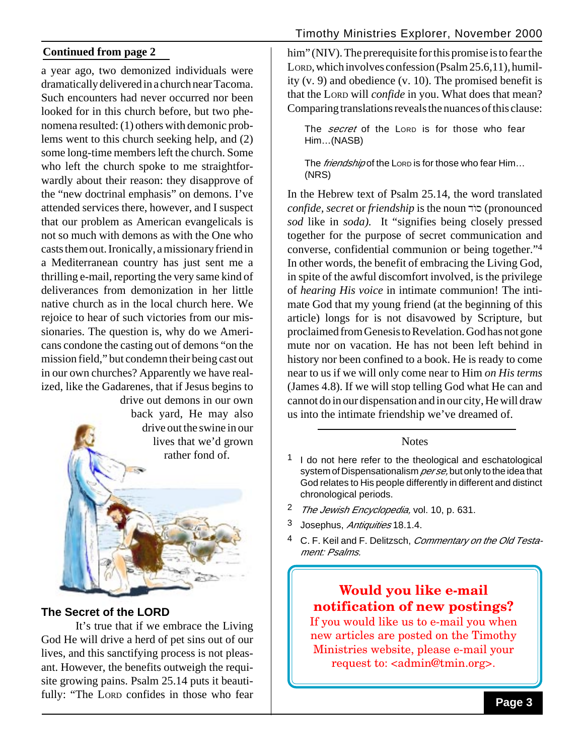**Continued from page 2**

a year ago, two demonized individuals were dramatically delivered in a church near Tacoma. Such encounters had never occurred nor been looked for in this church before, but two phenomena resulted: (1) others with demonic problems went to this church seeking help, and (2) some long-time members left the church. Some who left the church spoke to me straightforwardly about their reason: they disapprove of the "new doctrinal emphasis" on demons. I've attended services there, however, and I suspect that our problem as American evangelicals is not so much with demons as with the One who casts them out. Ironically, a missionary friend in a Mediterranean country has just sent me a thrilling e-mail, reporting the very same kind of deliverances from demonization in her little native church as in the local church here. We rejoice to hear of such victories from our missionaries. The question is, why do we Americans condone the casting out of demons "on the mission field," but condemn their being cast out in our own churches? Apparently we have realized, like the Gadarenes, that if Jesus begins to drive out demons in our own back yard, He may also drive out the swine in our lives that we'd grown rather fond of.

### The Secret of the LORD

It's true that if we embrace the Living God He will drive a herd of pet sins out of our lives, and this sanctifying process is not pleasant. However, the benefits outweigh the requisite growing pains. Psalm 25.14 puts it beautifully: "The LORD confides in those who fear him" (NIV). The prerequisite for this promise is to fear the LORD, which involves confession (Psalm 25.6,11), humility (v. 9) and obedience (v. 10). The promised benefit is that the LORD will *confide* in you. What does that mean? Comparing translations reveals the nuances of this clause:

> The *secret* of the LORD is for those who fear Him…(NASB)
>
> The *friendship* of the LORD is for those who fear Him…(NRS)

In the Hebrew text of Psalm 25.14, the word translated *confide*, *secret* or *friendship* is the noun סוֹד (pronounced *sod* like in *soda).* It "signifies being closely pressed together for the purpose of secret communication and converse, confidential communion or being together."[4] In other words, the benefit of embracing the Living God, in spite of the awful discomfort involved, is the privilege of *hearing His voice* in intimate communion! The intimate God that my young friend (at the beginning of this article) longs for is not disavowed by Scripture, but proclaimed from Genesis to Revelation. God has not gone mute nor on vacation. He has not been left behind in history nor been confined to a book. He is ready to come near to us if we will only come near to Him *on His terms* (James 4.8). If we will stop telling God what He can and cannot do in our dispensation and in our city, He will draw us into the intimate friendship we've dreamed of.

---

Notes

1. I do not here refer to the theological and eschatological system of Dispensationalism *per se,* but only to the idea that God relates to His people differently in different and distinct chronological periods.
2. *The Jewish Encyclopedia,* vol. 10, p. 631.
3. Josephus, *Antiquities* 18.1.4.
4. C. F. Keil and F. Delitzsch, *Commentary on the Old Testament: Psalms.*

**Would you like e-mail notification of new postings?**

If you would like us to e-mail you when new articles are posted on the Timothy Ministries website, please e-mail your request to: <admin@tmin.org>.